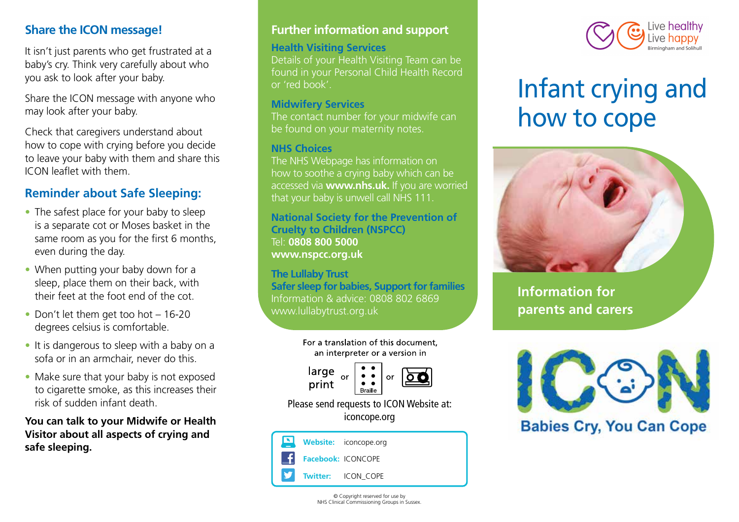## Share the ICON message!

It isn't just parents who get frustrated at a baby's cry. Think very carefully about who you ask to look after your baby.

Share the ICON message with anyone who may look after your baby.

Check that caregivers understand about how to cope with crying before you decide to leave your baby with them and share this ICON leaflet with them.

## Reminder about Safe Sleeping:

- The safest place for your baby to sleep is a separate cot or Moses basket in the same room as you for the first 6 months, even during the day.
- When putting your baby down for a sleep, place them on their back, with their feet at the foot end of the cot.
- Don't let them get too hot – 16-20 degrees celsius is comfortable.
- It is dangerous to sleep with a baby on a sofa or in an armchair, never do this.
- Make sure that your baby is not exposed to cigarette smoke, as this increases their risk of sudden infant death.

**You can talk to your Midwife or Health Visitor about all aspects of crying and safe sleeping.**

## Further information and support

### Health Visiting Services

Details of your Health Visiting Team can be found in your Personal Child Health Record or 'red book'.

### Midwifery Services

The contact number for your midwife can be found on your maternity notes.

### NHS Choices

The NHS Webpage has information on how to soothe a crying baby which can be accessed via **www.nhs.uk.** If you are worried that your baby is unwell call NHS 111.

### National Society for the Prevention of Cruelty to Children (NSPCC)

Tel: **0808 800 5000**
**www.nspcc.org.uk**

### The Lullaby Trust
### Safer sleep for babies, Support for families

Information & advice: 0808 802 6869
www.lullabytrust.org.uk

For a translation of this document, an interpreter or a version in large print or Braille or audio

Please send requests to ICON Website at: iconcope.org

**Website:** iconcope.org
**Facebook:** ICONCOPE
**Twitter:** ICON_COPE

© Copyright reserved for use by NHS Clinical Commissioning Groups in Sussex.

Live healthy Live happy
Birmingham and Solihull

# Infant crying and how to cope

**Information for parents and carers**

ICON

Babies Cry, You Can Cope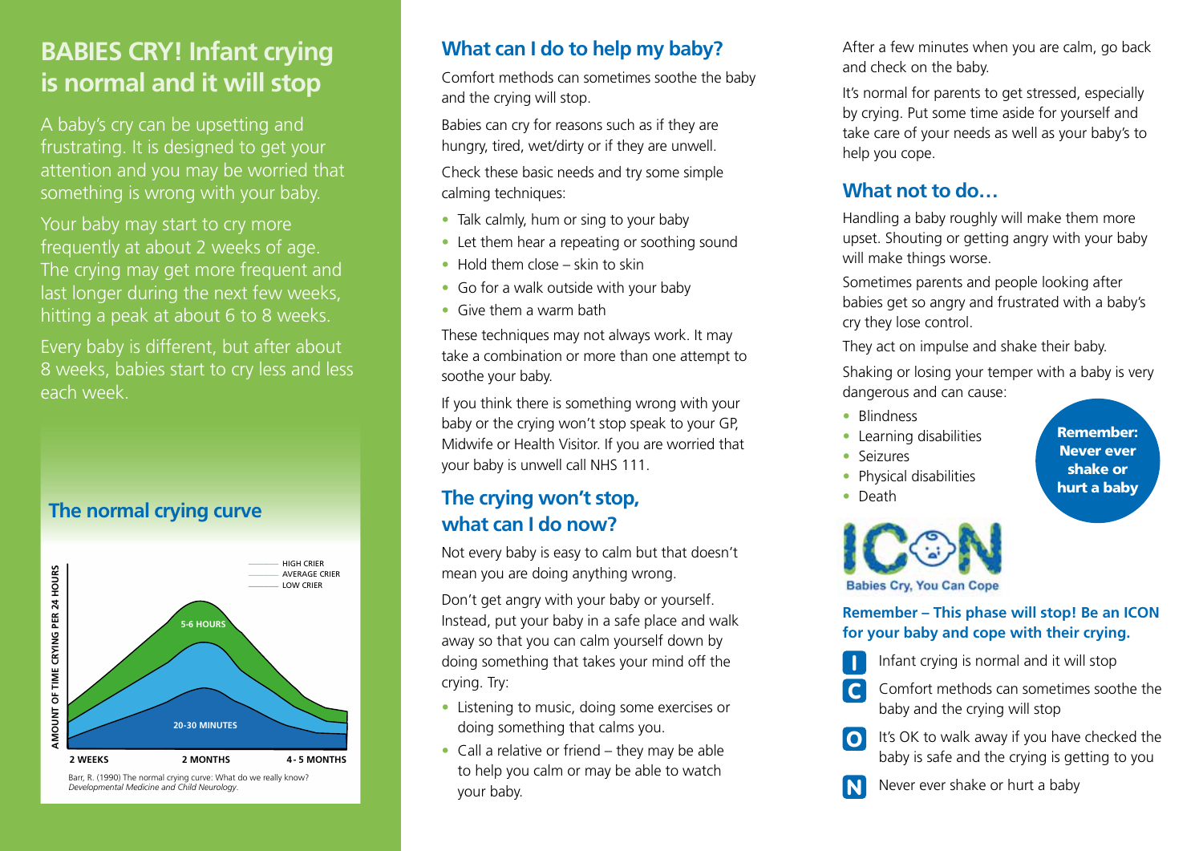# BABIES CRY! Infant crying is normal and it will stop

A baby's cry can be upsetting and frustrating. It is designed to get your attention and you may be worried that something is wrong with your baby.

Your baby may start to cry more frequently at about 2 weeks of age. The crying may get more frequent and last longer during the next few weeks, hitting a peak at about 6 to 8 weeks.

Every baby is different, but after about 8 weeks, babies start to cry less and less each week.

## The normal crying curve

HIGH CRIER
AVERAGE CRIER
LOW CRIER

AMOUNT OF TIME CRYING PER 24 HOURS

5-6 HOURS

20-30 MINUTES

2 WEEKS
2 MONTHS
4- 5 MONTHS

Barr, R. (1990) The normal crying curve: What do we really know? *Developmental Medicine and Child Neurology*.

## What can I do to help my baby?

Comfort methods can sometimes soothe the baby and the crying will stop.

Babies can cry for reasons such as if they are hungry, tired, wet/dirty or if they are unwell.

Check these basic needs and try some simple calming techniques:

- Talk calmly, hum or sing to your baby
- Let them hear a repeating or soothing sound
- Hold them close – skin to skin
- Go for a walk outside with your baby
- Give them a warm bath

These techniques may not always work. It may take a combination or more than one attempt to soothe your baby.

If you think there is something wrong with your baby or the crying won't stop speak to your GP, Midwife or Health Visitor. If you are worried that your baby is unwell call NHS 111.

## The crying won't stop, what can I do now?

Not every baby is easy to calm but that doesn't mean you are doing anything wrong.

Don't get angry with your baby or yourself. Instead, put your baby in a safe place and walk away so that you can calm yourself down by doing something that takes your mind off the crying. Try:

- Listening to music, doing some exercises or doing something that calms you.
- Call a relative or friend – they may be able to help you calm or may be able to watch your baby.

After a few minutes when you are calm, go back and check on the baby.

It's normal for parents to get stressed, especially by crying. Put some time aside for yourself and take care of your needs as well as your baby's to help you cope.

## What not to do…

Handling a baby roughly will make them more upset. Shouting or getting angry with your baby will make things worse.

Sometimes parents and people looking after babies get so angry and frustrated with a baby's cry they lose control.

They act on impulse and shake their baby.

Shaking or losing your temper with a baby is very dangerous and can cause:

- Blindness
- Learning disabilities
- Seizures
- Physical disabilities
- Death

**Remember: Never ever shake or hurt a baby**

ICON
Babies Cry, You Can Cope

**Remember – This phase will stop! Be an ICON for your baby and cope with their crying.**

**I** Infant crying is normal and it will stop

**C** Comfort methods can sometimes soothe the baby and the crying will stop

**O** It's OK to walk away if you have checked the baby is safe and the crying is getting to you

**N** Never ever shake or hurt a baby